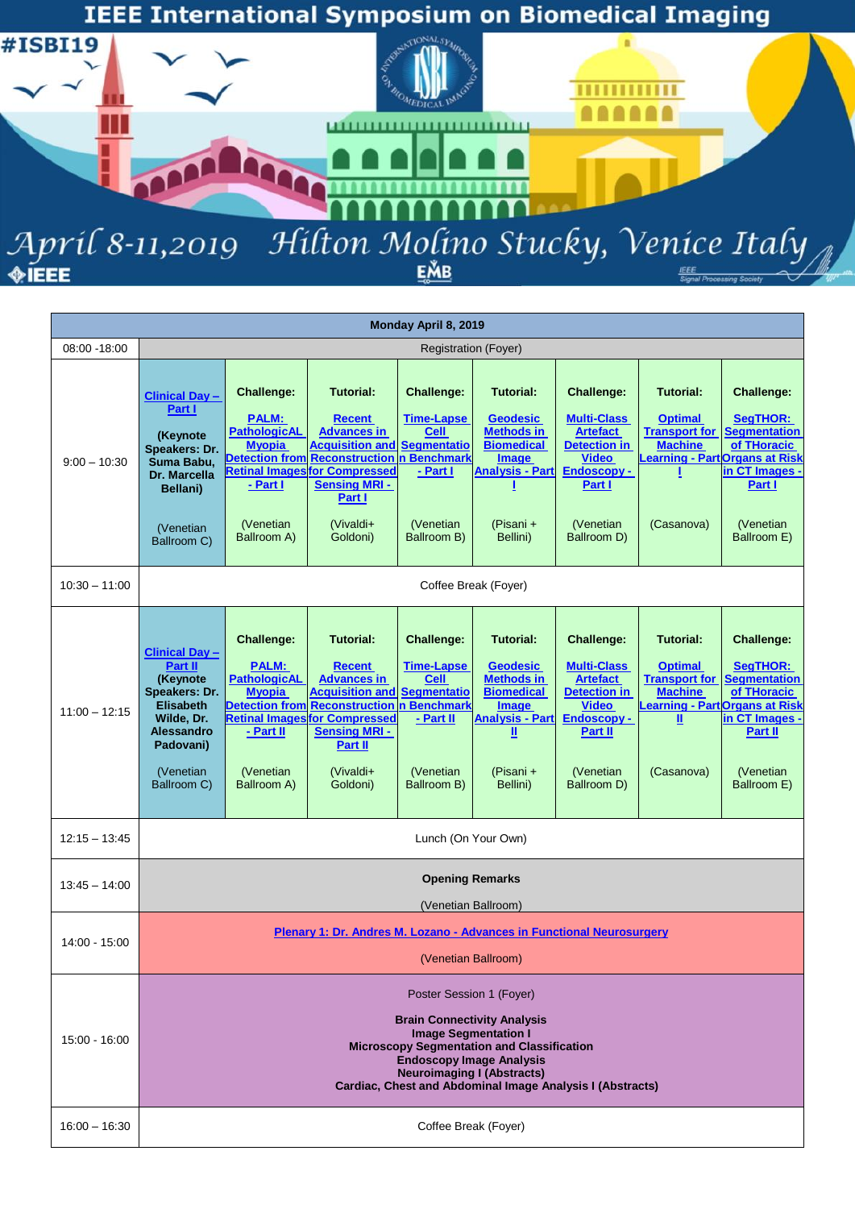# IEEE International Symposium on Biomedical Imaging

#ISBI19

April 8-11, 2019 Hilton Molino Stucky, Venice Italy

| Monday April 8, 2019 | | | | | | | | | |
|---|---|---|---|---|---|---|---|---|---|
| 08:00 -18:00 | Registration (Foyer) | | | | | | | | |
| 9:00 – 10:30 | **Clinical Day – Part I** **(Keynote Speakers: Dr. Suma Babu, Dr. Marcella Bellani)** (Venetian Ballroom C) | **Challenge:** **PALM: PathologicAL Myopia Detection from Retinal Images - Part I** (Venetian Ballroom A) | **Tutorial:** **Recent Advances in Acquisition and Reconstruction for Compressed Sensing MRI - Part I** (Vivaldi+ Goldoni) | **Challenge:** **Time-Lapse Cell Segmentation Benchmark - Part I** (Venetian Ballroom B) | **Tutorial:** **Geodesic Methods in Biomedical Image Analysis - Part I** (Pisani + Bellini) | **Challenge:** **Multi-Class Artefact Detection in Video Endoscopy - Part I** (Venetian Ballroom D) | **Tutorial:** **Optimal Transport for Machine Learning - Part I** (Casanova) | **Challenge:** **SegTHOR: Segmentation of THoracic Organs at Risk in CT Images - Part I** (Venetian Ballroom E) |
| 10:30 – 11:00 | Coffee Break (Foyer) | | | | | | | | |
| 11:00 – 12:15 | **Clinical Day – Part II** **(Keynote Speakers: Dr. Elisabeth Wilde, Dr. Alessandro Padovani)** (Venetian Ballroom C) | **Challenge:** **PALM: PathologicAL Myopia Detection from Retinal Images - Part II** (Venetian Ballroom A) | **Tutorial:** **Recent Advances in Acquisition and Reconstruction for Compressed Sensing MRI - Part II** (Vivaldi+ Goldoni) | **Challenge:** **Time-Lapse Cell Segmentation Benchmark - Part II** (Venetian Ballroom B) | **Tutorial:** **Geodesic Methods in Biomedical Image Analysis - Part II** (Pisani + Bellini) | **Challenge:** **Multi-Class Artefact Detection in Video Endoscopy - Part II** (Venetian Ballroom D) | **Tutorial:** **Optimal Transport for Machine Learning - Part II** (Casanova) | **Challenge:** **SegTHOR: Segmentation of THoracic Organs at Risk in CT Images - Part II** (Venetian Ballroom E) |
| 12:15 – 13:45 | Lunch (On Your Own) | | | | | | | | |
| 13:45 – 14:00 | **Opening Remarks** (Venetian Ballroom) | | | | | | | | |
| 14:00 - 15:00 | **Plenary 1: Dr. Andres M. Lozano - Advances in Functional Neurosurgery** (Venetian Ballroom) | | | | | | | | |
| 15:00 - 16:00 | Poster Session 1 (Foyer) **Brain Connectivity Analysis** **Image Segmentation I** **Microscopy Segmentation and Classification** **Endoscopy Image Analysis** **Neuroimaging I (Abstracts)** **Cardiac, Chest and Abdominal Image Analysis I (Abstracts)** | | | | | | | | |
| 16:00 – 16:30 | Coffee Break (Foyer) | | | | | | | | |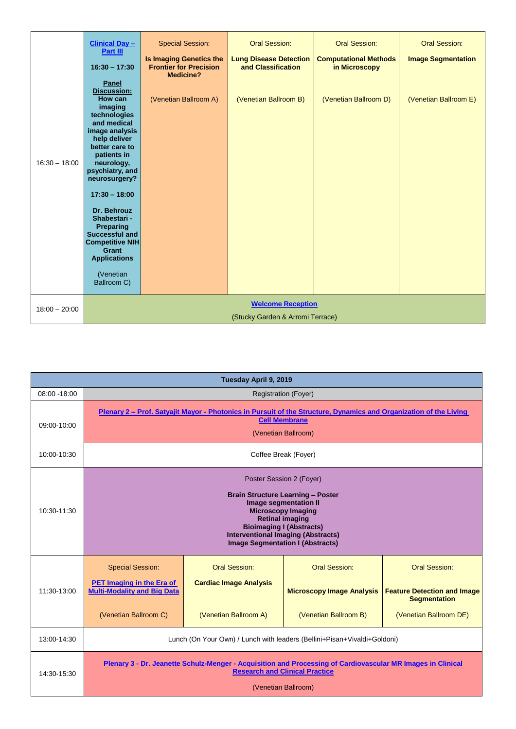| | | | | | |
|---|---|---|---|---|---|
| 16:30 – 18:00 | **Clinical Day – Part III**<br><br>**16:30 – 17:30**<br><br>**Panel Discussion: How can imaging technologies and medical image analysis help deliver better care to patients in neurology, psychiatry, and neurosurgery?**<br><br>**17:30 – 18:00**<br><br>**Dr. Behrouz Shabestari - Preparing Successful and Competitive NIH Grant Applications**<br><br>(Venetian Ballroom C) | Special Session:<br><br>**Is Imaging Genetics the Frontier for Precision Medicine?**<br><br>(Venetian Ballroom A) | Oral Session:<br><br>**Lung Disease Detection and Classification**<br><br>(Venetian Ballroom B) | Oral Session:<br><br>**Computational Methods in Microscopy**<br><br>(Venetian Ballroom D) | Oral Session:<br><br>**Image Segmentation**<br><br>(Venetian Ballroom E) |
| 18:00 – 20:00 | **Welcome Reception**<br><br>(Stucky Garden & Arromi Terrace) | | | | |

| **Tuesday April 9, 2019** | | | | |
|---|---|---|---|---|
| 08:00 -18:00 | Registration (Foyer) | | | |
| 09:00-10:00 | **Plenary 2 – Prof. Satyajit Mayor - Photonics in Pursuit of the Structure, Dynamics and Organization of the Living Cell Membrane**<br><br>(Venetian Ballroom) | | | |
| 10:00-10:30 | Coffee Break (Foyer) | | | |
| 10:30-11:30 | Poster Session 2 (Foyer)<br><br>**Brain Structure Learning – Poster**<br>**Image segmentation II**<br>**Microscopy Imaging**<br>**Retinal imaging**<br>**Bioimaging I (Abstracts)**<br>**Interventional Imaging (Abstracts)**<br>**Image Segmentation I (Abstracts)** | | | |
| 11:30-13:00 | Special Session:<br><br>**PET Imaging in the Era of Multi-Modality and Big Data**<br><br>(Venetian Ballroom C) | Oral Session:<br><br>**Cardiac Image Analysis**<br><br>(Venetian Ballroom A) | Oral Session:<br><br>**Microscopy Image Analysis**<br><br>(Venetian Ballroom B) | Oral Session:<br><br>**Feature Detection and Image Segmentation**<br><br>(Venetian Ballroom DE) |
| 13:00-14:30 | Lunch (On Your Own) / Lunch with leaders (Bellini+Pisan+Vivaldi+Goldoni) | | | |
| 14:30-15:30 | **Plenary 3 - Dr. Jeanette Schulz-Menger - Acquisition and Processing of Cardiovascular MR Images in Clinical Research and Clinical Practice**<br><br>(Venetian Ballroom) | | | |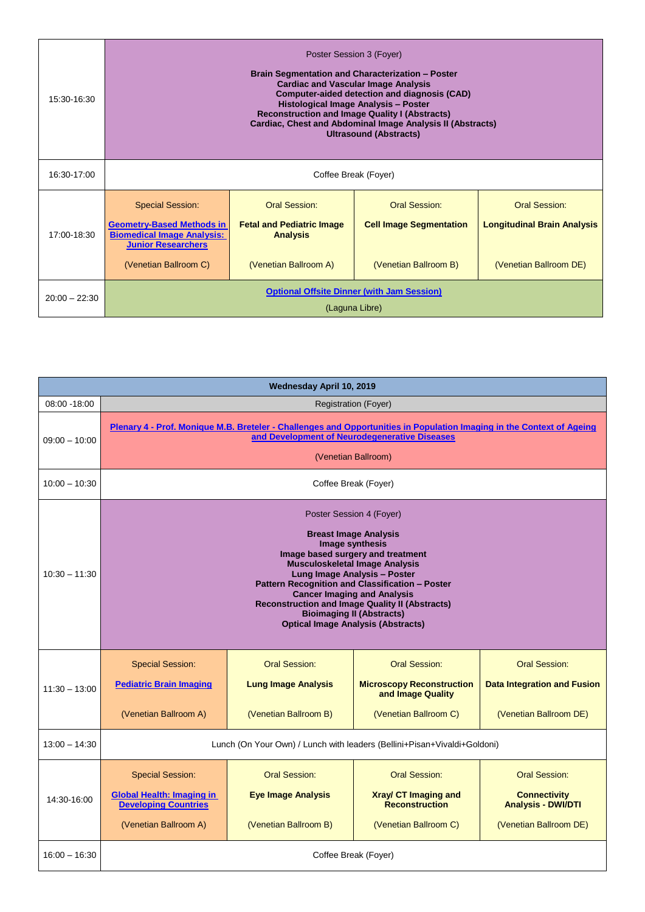| | | | | |
|---|---|---|---|---|
| 15:30-16:30 | Poster Session 3 (Foyer)<br><br>**Brain Segmentation and Characterization – Poster**<br>**Cardiac and Vascular Image Analysis**<br>**Computer-aided detection and diagnosis (CAD)**<br>**Histological Image Analysis – Poster**<br>**Reconstruction and Image Quality I (Abstracts)**<br>**Cardiac, Chest and Abdominal Image Analysis II (Abstracts)**<br>**Ultrasound (Abstracts)** | | | |
| 16:30-17:00 | Coffee Break (Foyer) | | | |
| 17:00-18:30 | Special Session:<br><br>**Geometry-Based Methods in Biomedical Image Analysis: Junior Researchers**<br><br>(Venetian Ballroom C) | Oral Session:<br><br>**Fetal and Pediatric Image Analysis**<br><br>(Venetian Ballroom A) | Oral Session:<br><br>**Cell Image Segmentation**<br><br>(Venetian Ballroom B) | Oral Session:<br><br>**Longitudinal Brain Analysis**<br><br>(Venetian Ballroom DE) |
| 20:00 – 22:30 | **Optional Offsite Dinner (with Jam Session)**<br><br>(Laguna Libre) | | | |

| **Wednesday April 10, 2019** | | | | |
|---|---|---|---|---|
| 08:00 -18:00 | Registration (Foyer) | | | |
| 09:00 – 10:00 | **Plenary 4 - Prof. Monique M.B. Breteler - Challenges and Opportunities in Population Imaging in the Context of Ageing and Development of Neurodegenerative Diseases**<br><br>(Venetian Ballroom) | | | |
| 10:00 – 10:30 | Coffee Break (Foyer) | | | |
| 10:30 – 11:30 | Poster Session 4 (Foyer)<br><br>**Breast Image Analysis**<br>**Image synthesis**<br>**Image based surgery and treatment**<br>**Musculoskeletal Image Analysis**<br>**Lung Image Analysis – Poster**<br>**Pattern Recognition and Classification – Poster**<br>**Cancer Imaging and Analysis**<br>**Reconstruction and Image Quality II (Abstracts)**<br>**Bioimaging II (Abstracts)**<br>**Optical Image Analysis (Abstracts)** | | | |
| 11:30 – 13:00 | Special Session:<br><br>**Pediatric Brain Imaging**<br><br>(Venetian Ballroom A) | Oral Session:<br><br>**Lung Image Analysis**<br><br>(Venetian Ballroom B) | Oral Session:<br><br>**Microscopy Reconstruction and Image Quality**<br><br>(Venetian Ballroom C) | Oral Session:<br><br>**Data Integration and Fusion**<br><br>(Venetian Ballroom DE) |
| 13:00 – 14:30 | Lunch (On Your Own) / Lunch with leaders (Bellini+Pisan+Vivaldi+Goldoni) | | | |
| 14:30-16:00 | Special Session:<br><br>**Global Health: Imaging in Developing Countries**<br><br>(Venetian Ballroom A) | Oral Session:<br><br>**Eye Image Analysis**<br><br>(Venetian Ballroom B) | Oral Session:<br><br>**Xray/ CT Imaging and Reconstruction**<br><br>(Venetian Ballroom C) | Oral Session:<br><br>**Connectivity Analysis - DWI/DTI**<br><br>(Venetian Ballroom DE) |
| 16:00 – 16:30 | Coffee Break (Foyer) | | | |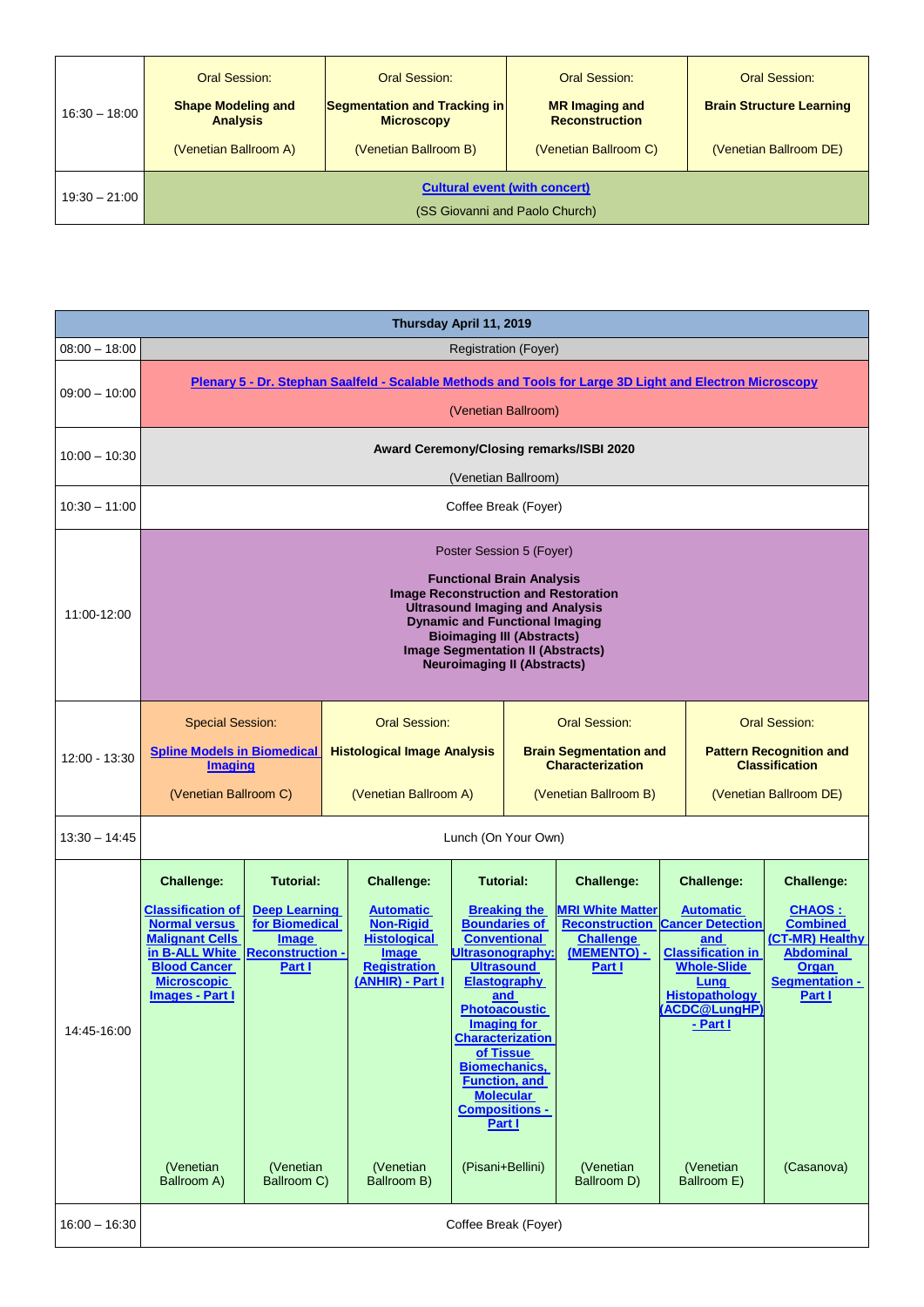| | | | | |
|---|---|---|---|---|
| 16:30 – 18:00 | Oral Session: **Shape Modeling and Analysis** (Venetian Ballroom A) | Oral Session: **Segmentation and Tracking in Microscopy** (Venetian Ballroom B) | Oral Session: **MR Imaging and Reconstruction** (Venetian Ballroom C) | Oral Session: **Brain Structure Learning** (Venetian Ballroom DE) |
| 19:30 – 21:00 | **Cultural event (with concert)** (SS Giovanni and Paolo Church) | | | |

| **Thursday April 11, 2019** | | | | | | | |
|---|---|---|---|---|---|---|---|
| 08:00 – 18:00 | Registration (Foyer) | | | | | | |
| 09:00 – 10:00 | **Plenary 5 - Dr. Stephan Saalfeld - Scalable Methods and Tools for Large 3D Light and Electron Microscopy** (Venetian Ballroom) | | | | | | |
| 10:00 – 10:30 | **Award Ceremony/Closing remarks/ISBI 2020** (Venetian Ballroom) | | | | | | |
| 10:30 – 11:00 | Coffee Break (Foyer) | | | | | | |
| 11:00-12:00 | Poster Session 5 (Foyer) **Functional Brain Analysis** **Image Reconstruction and Restoration** **Ultrasound Imaging and Analysis** **Dynamic and Functional Imaging** **Bioimaging III (Abstracts)** **Image Segmentation II (Abstracts)** **Neuroimaging II (Abstracts)** | | | | | | |
| 12:00 - 13:30 | Special Session: **Spline Models in Biomedical Imaging** (Venetian Ballroom C) | Oral Session: **Histological Image Analysis** (Venetian Ballroom A) | Oral Session: **Brain Segmentation and Characterization** (Venetian Ballroom B) | Oral Session: **Pattern Recognition and Classification** (Venetian Ballroom DE) | | | |
| 13:30 – 14:45 | Lunch (On Your Own) | | | | | | |
| 14:45-16:00 | **Challenge:** **Classification of Normal versus Malignant Cells in B-ALL White Blood Cancer Microscopic Images - Part I** (Venetian Ballroom A) | **Tutorial:** **Deep Learning for Biomedical Image Reconstruction - Part I** (Venetian Ballroom C) | **Challenge:** **Automatic Non-Rigid Histological Image Registration (ANHIR) - Part I** (Venetian Ballroom B) | **Tutorial:** **Breaking the Boundaries of Conventional Ultrasonography: Ultrasound Elastography and Photoacoustic Imaging for Characterization of Tissue Biomechanics, Function, and Molecular Compositions - Part I** (Pisani+Bellini) | **Challenge:** **MRI White Matter Reconstruction Challenge (MEMENTO) - Part I** (Venetian Ballroom D) | **Challenge:** **Automatic Cancer Detection and Classification in Whole-Slide Lung Histopathology (ACDC@LungHP) - Part I** (Venetian Ballroom E) | **Challenge:** **CHAOS : Combined (CT-MR) Healthy Abdominal Organ Segmentation - Part I** (Casanova) |
| 16:00 – 16:30 | Coffee Break (Foyer) | | | | | | |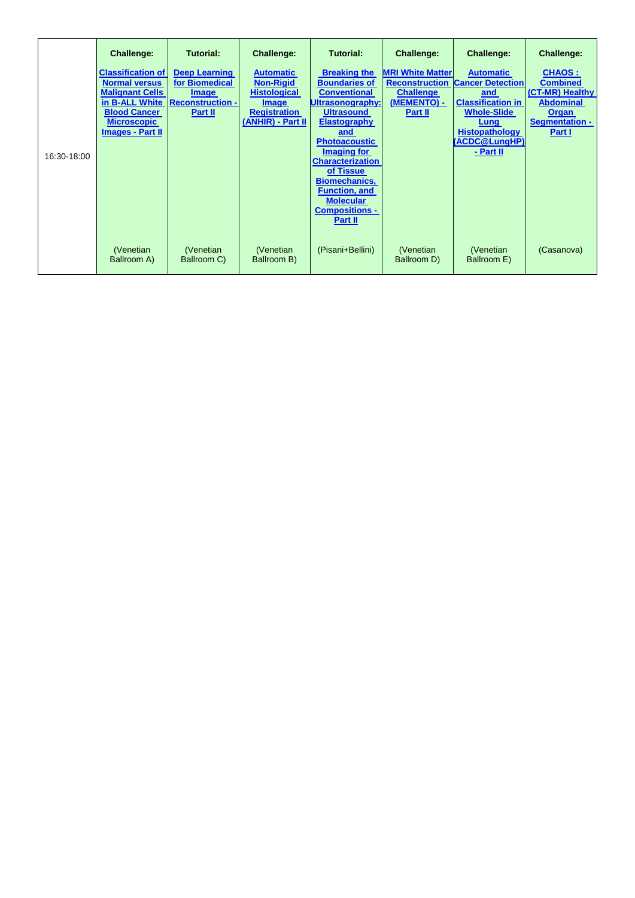| | | | | | | | |
|---|---|---|---|---|---|---|---|
| 16:30-18:00 | **Challenge:**<br><br>**Classification of Normal versus Malignant Cells in B-ALL White Blood Cancer Microscopic Images - Part II**<br><br>(Venetian Ballroom A) | **Tutorial:**<br><br>**Deep Learning for Biomedical Image Reconstruction - Part II**<br><br>(Venetian Ballroom C) | **Challenge:**<br><br>**Automatic Non-Rigid Histological Image Registration (ANHIR) - Part II**<br><br>(Venetian Ballroom B) | **Tutorial:**<br><br>**Breaking the Boundaries of Conventional Ultrasonography: Ultrasound Elastography and Photoacoustic Imaging for Characterization of Tissue Biomechanics, Function, and Molecular Compositions - Part II**<br><br>(Pisani+Bellini) | **Challenge:**<br><br>**MRI White Matter Reconstruction Challenge (MEMENTO) - Part II**<br><br>(Venetian Ballroom D) | **Challenge:**<br><br>**Automatic Cancer Detection and Classification in Whole-Slide Lung Histopathology (ACDC@LungHP) - Part II**<br><br>(Venetian Ballroom E) | **Challenge:**<br><br>**CHAOS : Combined (CT-MR) Healthy Abdominal Organ Segmentation - Part I**<br><br>(Casanova) |